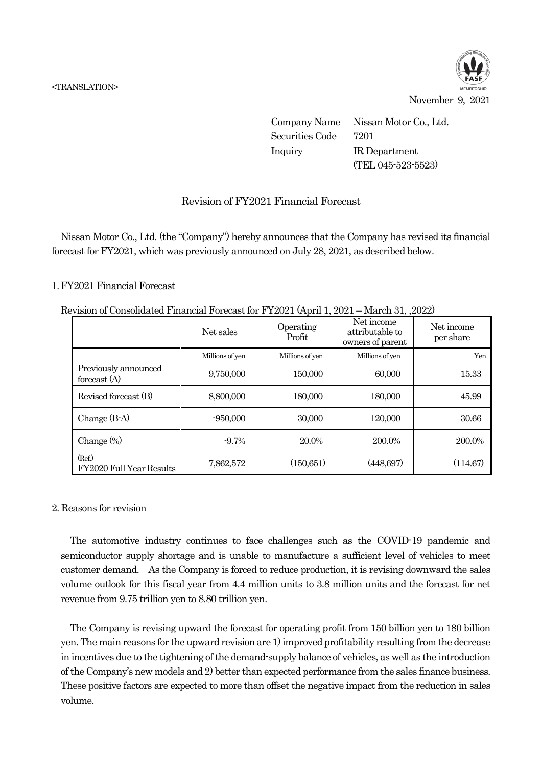<TRANSLATION>

November 9, 2021

Company Name Nissan Motor Co., Ltd.
Securities Code 7201
Inquiry IR Department
(TEL 045-523-5523)

# Revision of FY2021 Financial Forecast

Nissan Motor Co., Ltd. (the "Company") hereby announces that the Company has revised its financial forecast for FY2021, which was previously announced on July 28, 2021, as described below.

## 1. FY2021 Financial Forecast

Revision of Consolidated Financial Forecast for FY2021 (April 1, 2021 – March 31, ,2022)

| | Net sales | Operating Profit | Net income attributable to owners of parent | Net income per share |
|---|---|---|---|---|
| | Millions of yen | Millions of yen | Millions of yen | Yen |
| Previously announced forecast (A) | 9,750,000 | 150,000 | 60,000 | 15.33 |
| Revised forecast (B) | 8,800,000 | 180,000 | 180,000 | 45.99 |
| Change (B-A) | -950,000 | 30,000 | 120,000 | 30.66 |
| Change (%) | -9.7% | 20.0% | 200.0% | 200.0% |
| (Ref.) FY2020 Full Year Results | 7,862,572 | (150,651) | (448,697) | (114.67) |

## 2. Reasons for revision

The automotive industry continues to face challenges such as the COVID-19 pandemic and semiconductor supply shortage and is unable to manufacture a sufficient level of vehicles to meet customer demand. As the Company is forced to reduce production, it is revising downward the sales volume outlook for this fiscal year from 4.4 million units to 3.8 million units and the forecast for net revenue from 9.75 trillion yen to 8.80 trillion yen.

The Company is revising upward the forecast for operating profit from 150 billion yen to 180 billion yen. The main reasons for the upward revision are 1) improved profitability resulting from the decrease in incentives due to the tightening of the demand-supply balance of vehicles, as well as the introduction of the Company's new models and 2) better than expected performance from the sales finance business. These positive factors are expected to more than offset the negative impact from the reduction in sales volume.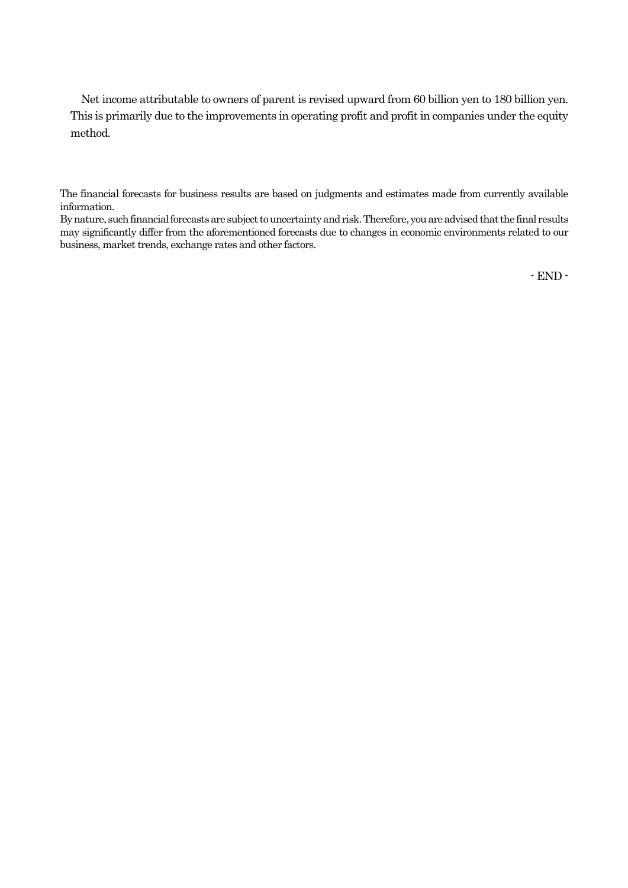Net income attributable to owners of parent is revised upward from 60 billion yen to 180 billion yen. This is primarily due to the improvements in operating profit and profit in companies under the equity method.

The financial forecasts for business results are based on judgments and estimates made from currently available information.
By nature, such financial forecasts are subject to uncertainty and risk. Therefore, you are advised that the final results may significantly differ from the aforementioned forecasts due to changes in economic environments related to our business, market trends, exchange rates and other factors.

- END -